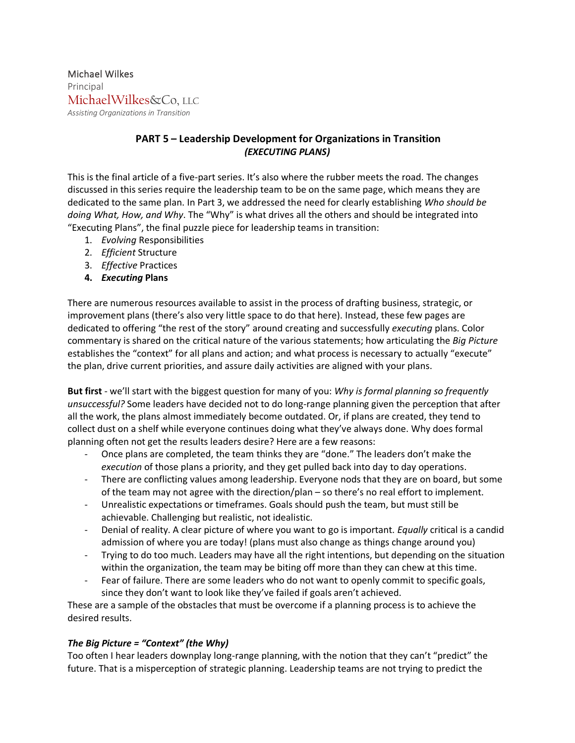Michael Wilkes
Principal
MichaelWilkes&Co, LLC
*Assisting Organizations in Transition*

## PART 5 – Leadership Development for Organizations in Transition
### *(EXECUTING PLANS)*

This is the final article of a five-part series. It's also where the rubber meets the road. The changes discussed in this series require the leadership team to be on the same page, which means they are dedicated to the same plan. In Part 3, we addressed the need for clearly establishing *Who should be doing What, How, and Why*. The "Why" is what drives all the others and should be integrated into "Executing Plans", the final puzzle piece for leadership teams in transition:

1. *Evolving* Responsibilities
2. *Efficient* Structure
3. *Effective* Practices
4. ***Executing* Plans**

There are numerous resources available to assist in the process of drafting business, strategic, or improvement plans (there's also very little space to do that here). Instead, these few pages are dedicated to offering "the rest of the story" around creating and successfully *executing* plans. Color commentary is shared on the critical nature of the various statements; how articulating the *Big Picture* establishes the "context" for all plans and action; and what process is necessary to actually "execute" the plan, drive current priorities, and assure daily activities are aligned with your plans.

**But first** - we'll start with the biggest question for many of you: *Why is formal planning so frequently unsuccessful?* Some leaders have decided not to do long-range planning given the perception that after all the work, the plans almost immediately become outdated. Or, if plans are created, they tend to collect dust on a shelf while everyone continues doing what they've always done. Why does formal planning often not get the results leaders desire? Here are a few reasons:

- Once plans are completed, the team thinks they are "done." The leaders don't make the *execution* of those plans a priority, and they get pulled back into day to day operations.
- There are conflicting values among leadership. Everyone nods that they are on board, but some of the team may not agree with the direction/plan – so there's no real effort to implement.
- Unrealistic expectations or timeframes. Goals should push the team, but must still be achievable. Challenging but realistic, not idealistic.
- Denial of reality. A clear picture of where you want to go is important. *Equally* critical is a candid admission of where you are today! (plans must also change as things change around you)
- Trying to do too much. Leaders may have all the right intentions, but depending on the situation within the organization, the team may be biting off more than they can chew at this time.
- Fear of failure. There are some leaders who do not want to openly commit to specific goals, since they don't want to look like they've failed if goals aren't achieved.

These are a sample of the obstacles that must be overcome if a planning process is to achieve the desired results.

### *The Big Picture = "Context" (the Why)*

Too often I hear leaders downplay long-range planning, with the notion that they can't "predict" the future. That is a misperception of strategic planning. Leadership teams are not trying to predict the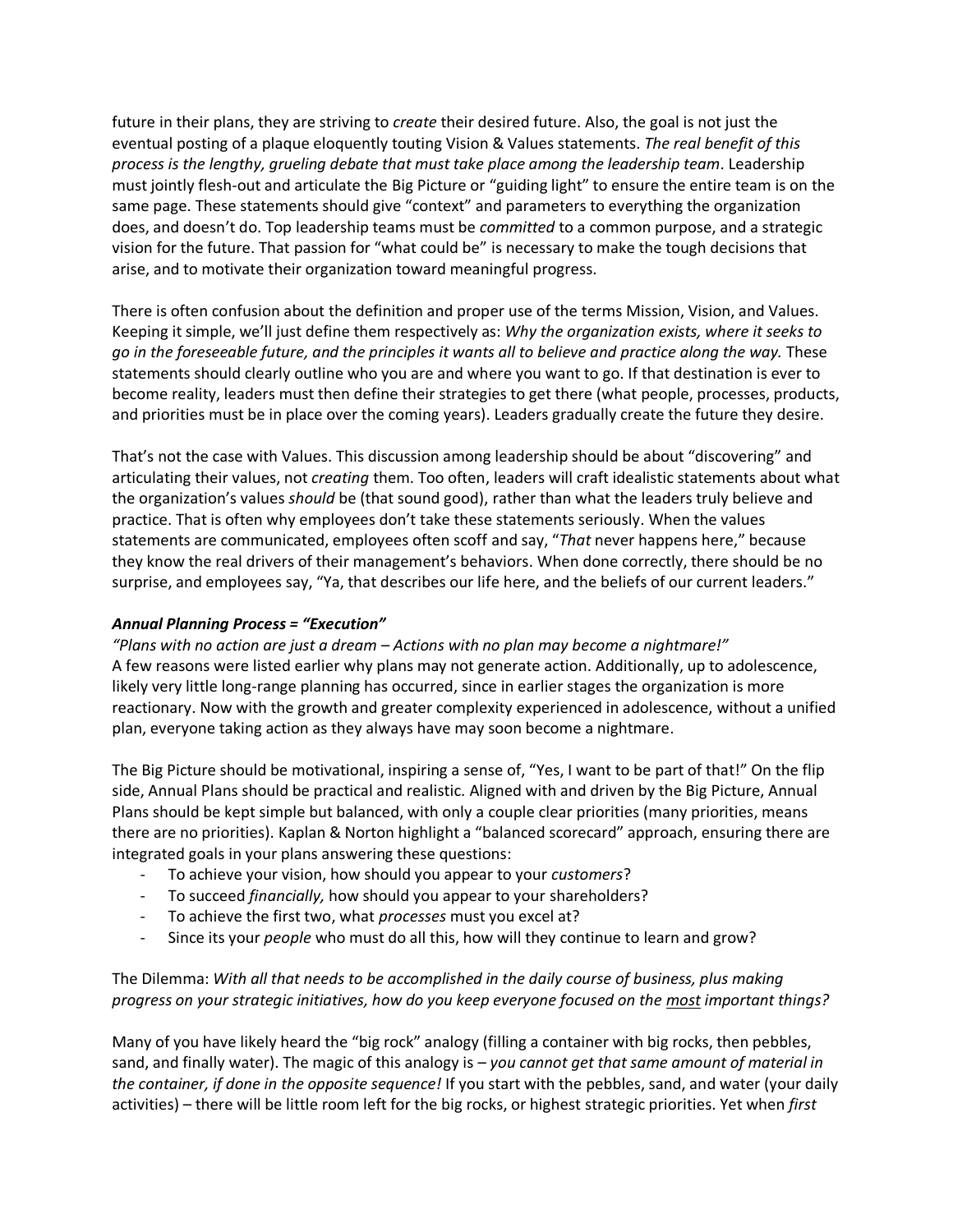future in their plans, they are striving to *create* their desired future. Also, the goal is not just the eventual posting of a plaque eloquently touting Vision & Values statements. *The real benefit of this process is the lengthy, grueling debate that must take place among the leadership team*. Leadership must jointly flesh-out and articulate the Big Picture or "guiding light" to ensure the entire team is on the same page. These statements should give "context" and parameters to everything the organization does, and doesn't do. Top leadership teams must be *committed* to a common purpose, and a strategic vision for the future. That passion for "what could be" is necessary to make the tough decisions that arise, and to motivate their organization toward meaningful progress.

There is often confusion about the definition and proper use of the terms Mission, Vision, and Values. Keeping it simple, we'll just define them respectively as: *Why the organization exists, where it seeks to go in the foreseeable future, and the principles it wants all to believe and practice along the way.* These statements should clearly outline who you are and where you want to go. If that destination is ever to become reality, leaders must then define their strategies to get there (what people, processes, products, and priorities must be in place over the coming years). Leaders gradually create the future they desire.

That's not the case with Values. This discussion among leadership should be about "discovering" and articulating their values, not *creating* them. Too often, leaders will craft idealistic statements about what the organization's values *should* be (that sound good), rather than what the leaders truly believe and practice. That is often why employees don't take these statements seriously. When the values statements are communicated, employees often scoff and say, "*That* never happens here," because they know the real drivers of their management's behaviors. When done correctly, there should be no surprise, and employees say, "Ya, that describes our life here, and the beliefs of our current leaders."

***Annual Planning Process = "Execution"***

*"Plans with no action are just a dream – Actions with no plan may become a nightmare!"*
A few reasons were listed earlier why plans may not generate action. Additionally, up to adolescence, likely very little long-range planning has occurred, since in earlier stages the organization is more reactionary. Now with the growth and greater complexity experienced in adolescence, without a unified plan, everyone taking action as they always have may soon become a nightmare.

The Big Picture should be motivational, inspiring a sense of, "Yes, I want to be part of that!" On the flip side, Annual Plans should be practical and realistic. Aligned with and driven by the Big Picture, Annual Plans should be kept simple but balanced, with only a couple clear priorities (many priorities, means there are no priorities). Kaplan & Norton highlight a "balanced scorecard" approach, ensuring there are integrated goals in your plans answering these questions:

- To achieve your vision, how should you appear to your *customers*?
- To succeed *financially,* how should you appear to your shareholders?
- To achieve the first two, what *processes* must you excel at?
- Since its your *people* who must do all this, how will they continue to learn and grow?

The Dilemma: *With all that needs to be accomplished in the daily course of business, plus making progress on your strategic initiatives, how do you keep everyone focused on the most important things?*

Many of you have likely heard the "big rock" analogy (filling a container with big rocks, then pebbles, sand, and finally water). The magic of this analogy is – *you cannot get that same amount of material in the container, if done in the opposite sequence!* If you start with the pebbles, sand, and water (your daily activities) – there will be little room left for the big rocks, or highest strategic priorities. Yet when *first*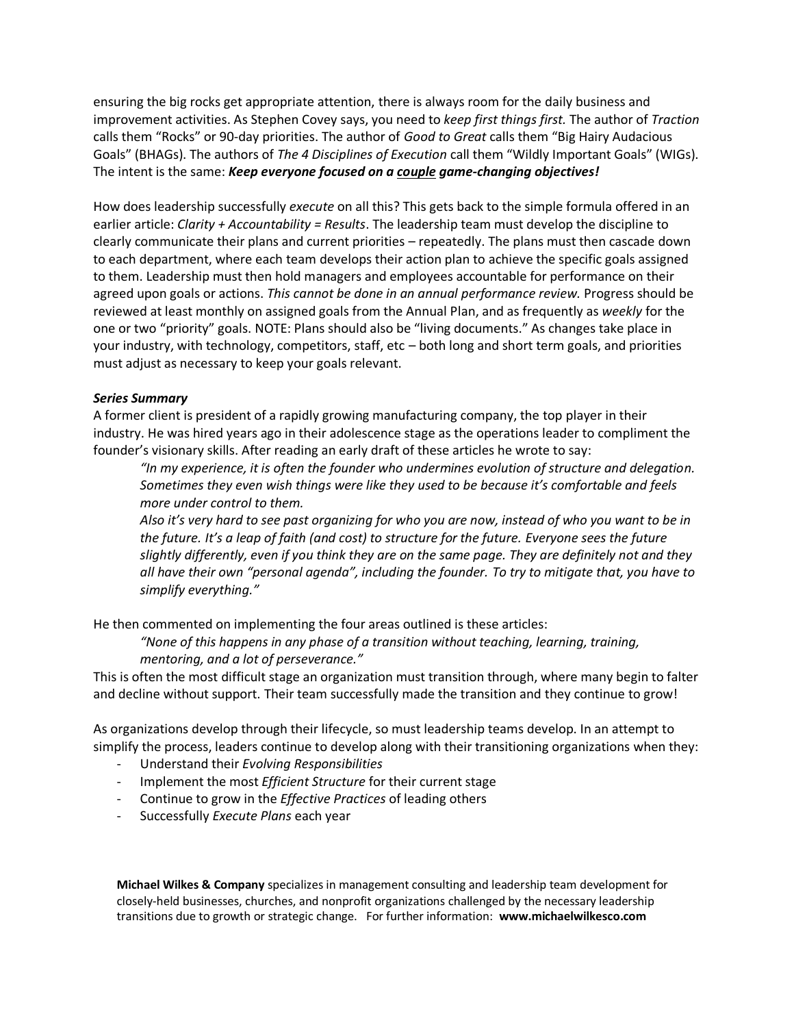ensuring the big rocks get appropriate attention, there is always room for the daily business and improvement activities. As Stephen Covey says, you need to *keep first things first.* The author of *Traction* calls them "Rocks" or 90-day priorities. The author of *Good to Great* calls them "Big Hairy Audacious Goals" (BHAGs). The authors of *The 4 Disciplines of Execution* call them "Wildly Important Goals" (WIGs). The intent is the same: ***Keep everyone focused on a <u>couple</u> game-changing objectives!***

How does leadership successfully *execute* on all this? This gets back to the simple formula offered in an earlier article: *Clarity + Accountability = Results*. The leadership team must develop the discipline to clearly communicate their plans and current priorities – repeatedly. The plans must then cascade down to each department, where each team develops their action plan to achieve the specific goals assigned to them. Leadership must then hold managers and employees accountable for performance on their agreed upon goals or actions. *This cannot be done in an annual performance review.* Progress should be reviewed at least monthly on assigned goals from the Annual Plan, and as frequently as *weekly* for the one or two "priority" goals. NOTE: Plans should also be "living documents." As changes take place in your industry, with technology, competitors, staff, etc – both long and short term goals, and priorities must adjust as necessary to keep your goals relevant.

***Series Summary***

A former client is president of a rapidly growing manufacturing company, the top player in their industry. He was hired years ago in their adolescence stage as the operations leader to compliment the founder's visionary skills. After reading an early draft of these articles he wrote to say:

> *"In my experience, it is often the founder who undermines evolution of structure and delegation. Sometimes they even wish things were like they used to be because it's comfortable and feels more under control to them.*
> *Also it's very hard to see past organizing for who you are now, instead of who you want to be in the future. It's a leap of faith (and cost) to structure for the future. Everyone sees the future slightly differently, even if you think they are on the same page. They are definitely not and they all have their own "personal agenda", including the founder. To try to mitigate that, you have to simplify everything."*

He then commented on implementing the four areas outlined is these articles:

> *"None of this happens in any phase of a transition without teaching, learning, training, mentoring, and a lot of perseverance."*

This is often the most difficult stage an organization must transition through, where many begin to falter and decline without support. Their team successfully made the transition and they continue to grow!

As organizations develop through their lifecycle, so must leadership teams develop. In an attempt to simplify the process, leaders continue to develop along with their transitioning organizations when they:

- Understand their *Evolving Responsibilities*
- Implement the most *Efficient Structure* for their current stage
- Continue to grow in the *Effective Practices* of leading others
- Successfully *Execute Plans* each year

**Michael Wilkes & Company** specializes in management consulting and leadership team development for closely-held businesses, churches, and nonprofit organizations challenged by the necessary leadership transitions due to growth or strategic change. For further information: **www.michaelwilkesco.com**